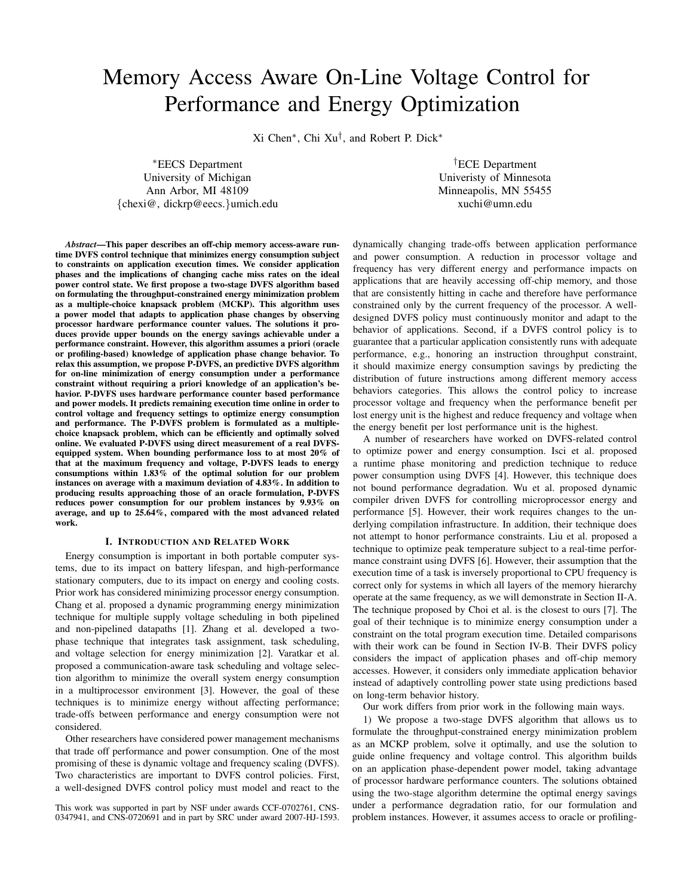# Memory Access Aware On-Line Voltage Control for Performance and Energy Optimization

Xi Chen*, Chi Xu†, and Robert P. Dick*

*EECS Department
University of Michigan
Ann Arbor, MI 48109
{chexi@, dickrp@eecs.}umich.edu

†ECE Department
Univeristy of Minnesota
Minneapolis, MN 55455
xuchi@umn.edu

***Abstract*—This paper describes an off-chip memory access-aware run-time DVFS control technique that minimizes energy consumption subject to constraints on application execution times. We consider application phases and the implications of changing cache miss rates on the ideal power control state. We first propose a two-stage DVFS algorithm based on formulating the throughput-constrained energy minimization problem as a multiple-choice knapsack problem (MCKP). This algorithm uses a power model that adapts to application phase changes by observing processor hardware performance counter values. The solutions it produces provide upper bounds on the energy savings achievable under a performance constraint. However, this algorithm assumes a priori (oracle or profiling-based) knowledge of application phase change behavior. To relax this assumption, we propose P-DVFS, an predictive DVFS algorithm for on-line minimization of energy consumption under a performance constraint without requiring a priori knowledge of an application's behavior. P-DVFS uses hardware performance counter based performance and power models. It predicts remaining execution time online in order to control voltage and frequency settings to optimize energy consumption and performance. The P-DVFS problem is formulated as a multiple-choice knapsack problem, which can be efficiently and optimally solved online. We evaluated P-DVFS using direct measurement of a real DVFS-equipped system. When bounding performance loss to at most 20% of that at the maximum frequency and voltage, P-DVFS leads to energy consumptions within 1.83% of the optimal solution for our problem instances on average with a maximum deviation of 4.83%. In addition to producing results approaching those of an oracle formulation, P-DVFS reduces power consumption for our problem instances by 9.93% on average, and up to 25.64%, compared with the most advanced related work.**

## I. Introduction and Related Work

Energy consumption is important in both portable computer systems, due to its impact on battery lifespan, and high-performance stationary computers, due to its impact on energy and cooling costs. Prior work has considered minimizing processor energy consumption. Chang et al. proposed a dynamic programming energy minimization technique for multiple supply voltage scheduling in both pipelined and non-pipelined datapaths [1]. Zhang et al. developed a two-phase technique that integrates task assignment, task scheduling, and voltage selection for energy minimization [2]. Varatkar et al. proposed a communication-aware task scheduling and voltage selection algorithm to minimize the overall system energy consumption in a multiprocessor environment [3]. However, the goal of these techniques is to minimize energy without affecting performance; trade-offs between performance and energy consumption were not considered.

Other researchers have considered power management mechanisms that trade off performance and power consumption. One of the most promising of these is dynamic voltage and frequency scaling (DVFS). Two characteristics are important to DVFS control policies. First, a well-designed DVFS control policy must model and react to the dynamically changing trade-offs between application performance and power consumption. A reduction in processor voltage and frequency has very different energy and performance impacts on applications that are heavily accessing off-chip memory, and those that are consistently hitting in cache and therefore have performance constrained only by the current frequency of the processor. A well-designed DVFS policy must continuously monitor and adapt to the behavior of applications. Second, if a DVFS control policy is to guarantee that a particular application consistently runs with adequate performance, e.g., honoring an instruction throughput constraint, it should maximize energy consumption savings by predicting the distribution of future instructions among different memory access behaviors categories. This allows the control policy to increase processor voltage and frequency when the performance benefit per lost energy unit is the highest and reduce frequency and voltage when the energy benefit per lost performance unit is the highest.

A number of researchers have worked on DVFS-related control to optimize power and energy consumption. Isci et al. proposed a runtime phase monitoring and prediction technique to reduce power consumption using DVFS [4]. However, this technique does not bound performance degradation. Wu et al. proposed dynamic compiler driven DVFS for controlling microprocessor energy and performance [5]. However, their work requires changes to the underlying compilation infrastructure. In addition, their technique does not attempt to honor performance constraints. Liu et al. proposed a technique to optimize peak temperature subject to a real-time performance constraint using DVFS [6]. However, their assumption that the execution time of a task is inversely proportional to CPU frequency is correct only for systems in which all layers of the memory hierarchy operate at the same frequency, as we will demonstrate in Section II-A. The technique proposed by Choi et al. is the closest to ours [7]. The goal of their technique is to minimize energy consumption under a constraint on the total program execution time. Detailed comparisons with their work can be found in Section IV-B. Their DVFS policy considers the impact of application phases and off-chip memory accesses. However, it considers only immediate application behavior instead of adaptively controlling power state using predictions based on long-term behavior history.

Our work differs from prior work in the following main ways.

1) We propose a two-stage DVFS algorithm that allows us to formulate the throughput-constrained energy minimization problem as an MCKP problem, solve it optimally, and use the solution to guide online frequency and voltage control. This algorithm builds on an application phase-dependent power model, taking advantage of processor hardware performance counters. The solutions obtained using the two-stage algorithm determine the optimal energy savings under a performance degradation ratio, for our formulation and problem instances. However, it assumes access to oracle or profiling-

This work was supported in part by NSF under awards CCF-0702761, CNS-0347941, and CNS-0720691 and in part by SRC under award 2007-HJ-1593.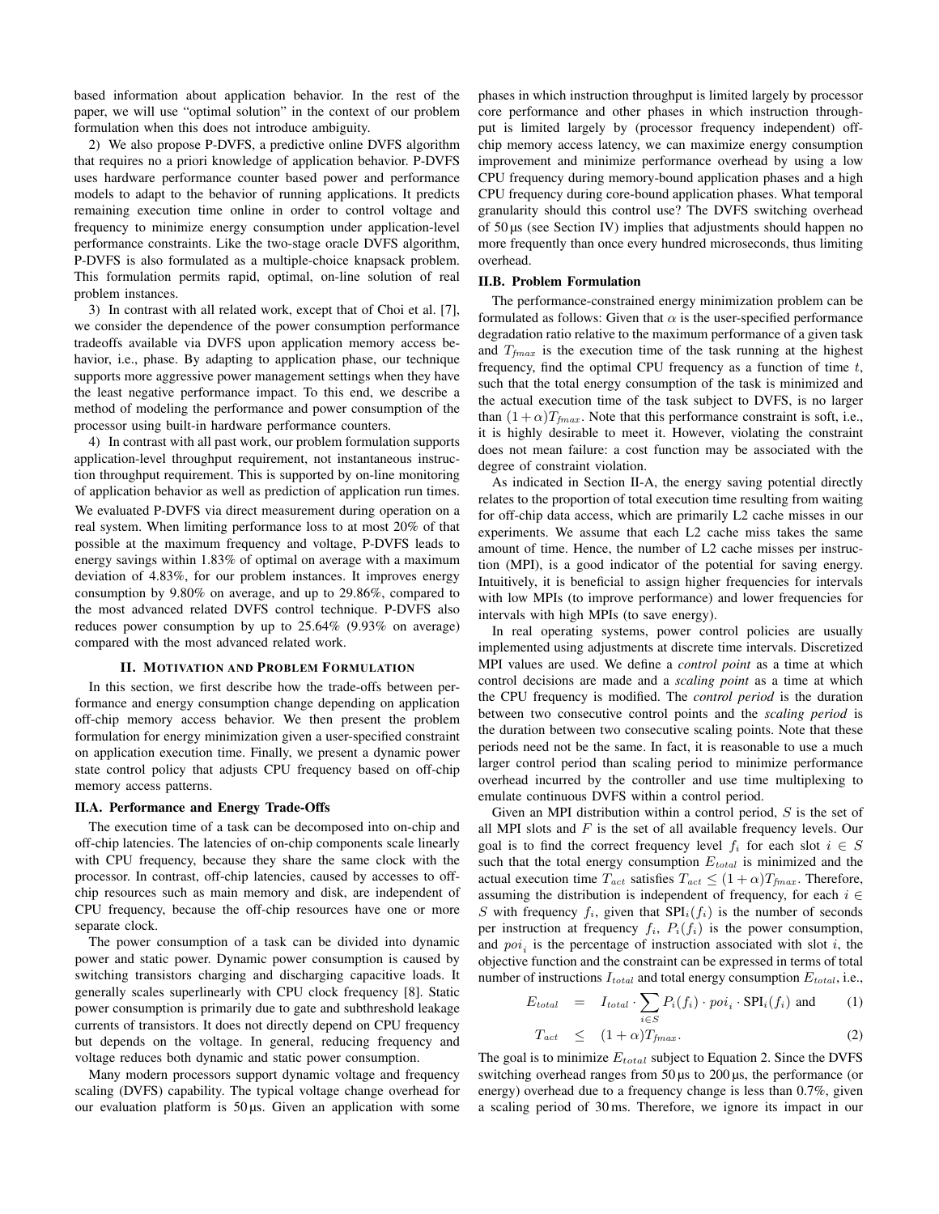based information about application behavior. In the rest of the paper, we will use "optimal solution" in the context of our problem formulation when this does not introduce ambiguity.

2) We also propose P-DVFS, a predictive online DVFS algorithm that requires no a priori knowledge of application behavior. P-DVFS uses hardware performance counter based power and performance models to adapt to the behavior of running applications. It predicts remaining execution time online in order to control voltage and frequency to minimize energy consumption under application-level performance constraints. Like the two-stage oracle DVFS algorithm, P-DVFS is also formulated as a multiple-choice knapsack problem. This formulation permits rapid, optimal, on-line solution of real problem instances.

3) In contrast with all related work, except that of Choi et al. [7], we consider the dependence of the power consumption performance tradeoffs available via DVFS upon application memory access behavior, i.e., phase. By adapting to application phase, our technique supports more aggressive power management settings when they have the least negative performance impact. To this end, we describe a method of modeling the performance and power consumption of the processor using built-in hardware performance counters.

4) In contrast with all past work, our problem formulation supports application-level throughput requirement, not instantaneous instruction throughput requirement. This is supported by on-line monitoring of application behavior as well as prediction of application run times.

We evaluated P-DVFS via direct measurement during operation on a real system. When limiting performance loss to at most 20% of that possible at the maximum frequency and voltage, P-DVFS leads to energy savings within 1.83% of optimal on average with a maximum deviation of 4.83%, for our problem instances. It improves energy consumption by 9.80% on average, and up to 29.86%, compared to the most advanced related DVFS control technique. P-DVFS also reduces power consumption by up to 25.64% (9.93% on average) compared with the most advanced related work.

## II. Motivation and Problem Formulation

In this section, we first describe how the trade-offs between performance and energy consumption change depending on application off-chip memory access behavior. We then present the problem formulation for energy minimization given a user-specified constraint on application execution time. Finally, we present a dynamic power state control policy that adjusts CPU frequency based on off-chip memory access patterns.

### II.A. Performance and Energy Trade-Offs

The execution time of a task can be decomposed into on-chip and off-chip latencies. The latencies of on-chip components scale linearly with CPU frequency, because they share the same clock with the processor. In contrast, off-chip latencies, caused by accesses to off-chip resources such as main memory and disk, are independent of CPU frequency, because the off-chip resources have one or more separate clock.

The power consumption of a task can be divided into dynamic power and static power. Dynamic power consumption is caused by switching transistors charging and discharging capacitive loads. It generally scales superlinearly with CPU clock frequency [8]. Static power consumption is primarily due to gate and subthreshold leakage currents of transistors. It does not directly depend on CPU frequency but depends on the voltage. In general, reducing frequency and voltage reduces both dynamic and static power consumption.

Many modern processors support dynamic voltage and frequency scaling (DVFS) capability. The typical voltage change overhead for our evaluation platform is 50 µs. Given an application with some phases in which instruction throughput is limited largely by processor core performance and other phases in which instruction throughput is limited largely by (processor frequency independent) off-chip memory access latency, we can maximize energy consumption improvement and minimize performance overhead by using a low CPU frequency during memory-bound application phases and a high CPU frequency during core-bound application phases. What temporal granularity should this control use? The DVFS switching overhead of 50 µs (see Section IV) implies that adjustments should happen no more frequently than once every hundred microseconds, thus limiting overhead.

### II.B. Problem Formulation

The performance-constrained energy minimization problem can be formulated as follows: Given that $\alpha$ is the user-specified performance degradation ratio relative to the maximum performance of a given task and $T_{fmax}$ is the execution time of the task running at the highest frequency, find the optimal CPU frequency as a function of time $t$, such that the total energy consumption of the task is minimized and the actual execution time of the task subject to DVFS, is no larger than $(1+\alpha)T_{fmax}$. Note that this performance constraint is soft, i.e., it is highly desirable to meet it. However, violating the constraint does not mean failure: a cost function may be associated with the degree of constraint violation.

As indicated in Section II-A, the energy saving potential directly relates to the proportion of total execution time resulting from waiting for off-chip data access, which are primarily L2 cache misses in our experiments. We assume that each L2 cache miss takes the same amount of time. Hence, the number of L2 cache misses per instruction (MPI), is a good indicator of the potential for saving energy. Intuitively, it is beneficial to assign higher frequencies for intervals with low MPIs (to improve performance) and lower frequencies for intervals with high MPIs (to save energy).

In real operating systems, power control policies are usually implemented using adjustments at discrete time intervals. Discretized MPI values are used. We define a *control point* as a time at which control decisions are made and a *scaling point* as a time at which the CPU frequency is modified. The *control period* is the duration between two consecutive control points and the *scaling period* is the duration between two consecutive scaling points. Note that these periods need not be the same. In fact, it is reasonable to use a much larger control period than scaling period to minimize performance overhead incurred by the controller and use time multiplexing to emulate continuous DVFS within a control period.

Given an MPI distribution within a control period, $S$ is the set of all MPI slots and $F$ is the set of all available frequency levels. Our goal is to find the correct frequency level $f_i$ for each slot $i \in S$ such that the total energy consumption $E_{total}$ is minimized and the actual execution time $T_{act}$ satisfies $T_{act} \leq (1+\alpha)T_{fmax}$. Therefore, assuming the distribution is independent of frequency, for each $i \in S$ with frequency $f_i$, given that $\mathrm{SPI}_i(f_i)$ is the number of seconds per instruction at frequency $f_i$, $P_i(f_i)$ is the power consumption, and $poi_i$ is the percentage of instruction associated with slot $i$, the objective function and the constraint can be expressed in terms of total number of instructions $I_{total}$ and total energy consumption $E_{total}$, i.e.,

$$E_{total} = I_{total} \cdot \sum_{i \in S} P_i(f_i) \cdot poi_i \cdot \mathrm{SPI}_i(f_i) \text{ and} \tag{1}$$

$$T_{act} \leq (1+\alpha)T_{fmax}. \tag{2}$$

The goal is to minimize $E_{total}$ subject to Equation 2. Since the DVFS switching overhead ranges from 50 µs to 200 µs, the performance (or energy) overhead due to a frequency change is less than 0.7%, given a scaling period of 30 ms. Therefore, we ignore its impact in our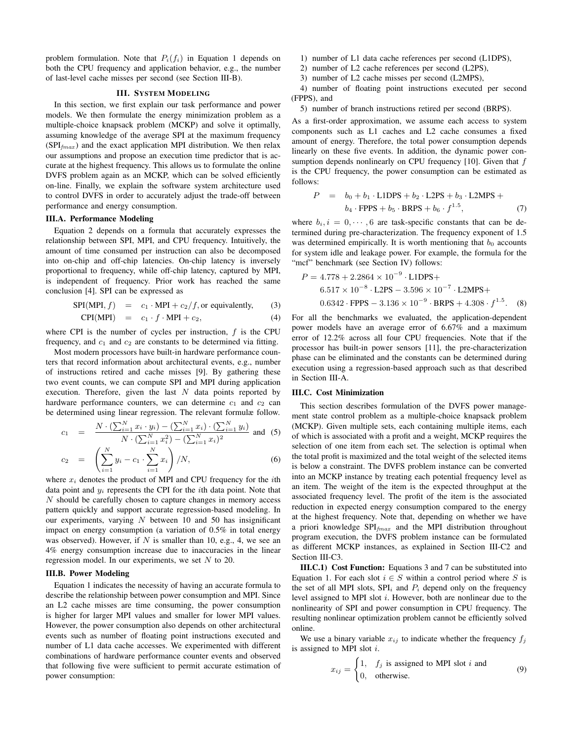problem formulation. Note that $P_i(f_i)$ in Equation 1 depends on both the CPU frequency and application behavior, e.g., the number of last-level cache misses per second (see Section III-B).

## III. System Modeling

In this section, we first explain our task performance and power models. We then formulate the energy minimization problem as a multiple-choice knapsack problem (MCKP) and solve it optimally, assuming knowledge of the average SPI at the maximum frequency ($\text{SPI}_{fmax}$) and the exact application MPI distribution. We then relax our assumptions and propose an execution time predictor that is accurate at the highest frequency. This allows us to formulate the online DVFS problem again as an MCKP, which can be solved efficiently on-line. Finally, we explain the software system architecture used to control DVFS in order to accurately adjust the trade-off between performance and energy consumption.

### III.A. Performance Modeling

Equation 2 depends on a formula that accurately expresses the relationship between SPI, MPI, and CPU frequency. Intuitively, the amount of time consumed per instruction can also be decomposed into on-chip and off-chip latencies. On-chip latency is inversely proportional to frequency, while off-chip latency, captured by MPI, is independent of frequency. Prior work has reached the same conclusion [4]. SPI can be expressed as

$$\text{SPI}(\text{MPI}, f) = c_1 \cdot \text{MPI} + c_2/f, \text{or equivalently,} \tag{3}$$

$$\text{CPI}(\text{MPI}) = c_1 \cdot f \cdot \text{MPI} + c_2, \tag{4}$$

where CPI is the number of cycles per instruction, $f$ is the CPU frequency, and $c_1$ and $c_2$ are constants to be determined via fitting.

Most modern processors have built-in hardware performance counters that record information about architectural events, e.g., number of instructions retired and cache misses [9]. By gathering these two event counts, we can compute SPI and MPI during application execution. Therefore, given the last $N$ data points reported by hardware performance counters, we can determine $c_1$ and $c_2$ can be determined using linear regression. The relevant formulæ follow.

$$c_1 = \frac{N \cdot (\sum_{i=1}^{N} x_i \cdot y_i) - (\sum_{i=1}^{N} x_i) \cdot (\sum_{i=1}^{N} y_i)}{N \cdot (\sum_{i=1}^{N} x_i^2) - (\sum_{i=1}^{N} x_i)^2} \text{ and} \tag{5}$$

$$c_2 = \left( \sum_{i=1}^{N} y_i - c_1 \cdot \sum_{i=1}^{N} x_i \right) / N, \tag{6}$$

where $x_i$ denotes the product of MPI and CPU frequency for the $i$th data point and $y_i$ represents the CPI for the $i$th data point. Note that $N$ should be carefully chosen to capture changes in memory access pattern quickly and support accurate regression-based modeling. In our experiments, varying $N$ between 10 and 50 has insignificant impact on energy consumption (a variation of 0.5% in total energy was observed). However, if $N$ is smaller than 10, e.g., 4, we see an 4% energy consumption increase due to inaccuracies in the linear regression model. In our experiments, we set $N$ to 20.

### III.B. Power Modeling

Equation 1 indicates the necessity of having an accurate formula to describe the relationship between power consumption and MPI. Since an L2 cache misses are time consuming, the power consumption is higher for larger MPI values and smaller for lower MPI values. However, the power consumption also depends on other architectural events such as number of floating point instructions executed and number of L1 data cache accesses. We experimented with different combinations of hardware performance counter events and observed that following five were sufficient to permit accurate estimation of power consumption:

1) number of L1 data cache references per second (L1DPS),
2) number of L2 cache references per second (L2PS),
3) number of L2 cache misses per second (L2MPS),
4) number of floating point instructions executed per second (FPPS), and
5) number of branch instructions retired per second (BRPS).

As a first-order approximation, we assume each access to system components such as L1 caches and L2 cache consumes a fixed amount of energy. Therefore, the total power consumption depends linearly on these five events. In addition, the dynamic power consumption depends nonlinearly on CPU frequency [10]. Given that $f$ is the CPU frequency, the power consumption can be estimated as follows:

$$\begin{aligned} P = \; & b_0 + b_1 \cdot \text{L1DPS} + b_2 \cdot \text{L2PS} + b_3 \cdot \text{L2MPS} + \\ & b_4 \cdot \text{FPPS} + b_5 \cdot \text{BRPS} + b_6 \cdot f^{1.5}, \end{aligned} \tag{7}$$

where $b_i, i = 0, \cdots, 6$ are task-specific constants that can be determined during pre-characterization. The frequency exponent of 1.5 was determined empirically. It is worth mentioning that $b_0$ accounts for system idle and leakage power. For example, the formula for the "mcf" benchmark (see Section IV) follows:

$$\begin{aligned} P = \; & 4.778 + 2.2864 \times 10^{-9} \cdot \text{L1DPS} + \\ & 6.517 \times 10^{-8} \cdot \text{L2PS} - 3.596 \times 10^{-7} \cdot \text{L2MPS} + \\ & 0.6342 \cdot \text{FPPS} - 3.136 \times 10^{-9} \cdot \text{BRPS} + 4.308 \cdot f^{1.5}. \end{aligned} \tag{8}$$

For all the benchmarks we evaluated, the application-dependent power models have an average error of 6.67% and a maximum error of 12.2% across all four CPU frequencies. Note that if the processor has built-in power sensors [11], the pre-characterization phase can be eliminated and the constants can be determined during execution using a regression-based approach such as that described in Section III-A.

### III.C. Cost Minimization

This section describes formulation of the DVFS power management state control problem as a multiple-choice knapsack problem (MCKP). Given multiple sets, each containing multiple items, each of which is associated with a profit and a weight, MCKP requires the selection of one item from each set. The selection is optimal when the total profit is maximized and the total weight of the selected items is below a constraint. The DVFS problem instance can be converted into an MCKP instance by treating each potential frequency level as an item. The weight of the item is the expected throughput at the associated frequency level. The profit of the item is the associated reduction in expected energy consumption compared to the energy at the highest frequency. Note that, depending on whether we have a priori knowledge $\text{SPI}_{fmax}$ and the MPI distribution throughout program execution, the DVFS problem instance can be formulated as different MCKP instances, as explained in Section III-C2 and Section III-C3.

**III.C.1) Cost Function:** Equations 3 and 7 can be substituted into Equation 1. For each slot $i \in S$ within a control period where $S$ is the set of all MPI slots, $\text{SPI}_i$ and $P_i$ depend only on the frequency level assigned to MPI slot $i$. However, both are nonlinear due to the nonlinearity of SPI and power consumption in CPU frequency. The resulting nonlinear optimization problem cannot be efficiently solved online.

We use a binary variable $x_{ij}$ to indicate whether the frequency $f_j$ is assigned to MPI slot $i$.

$$x_{ij} = \begin{cases} 1, & f_j \text{ is assigned to MPI slot } i \text{ and} \\ 0, & \text{otherwise.} \end{cases} \tag{9}$$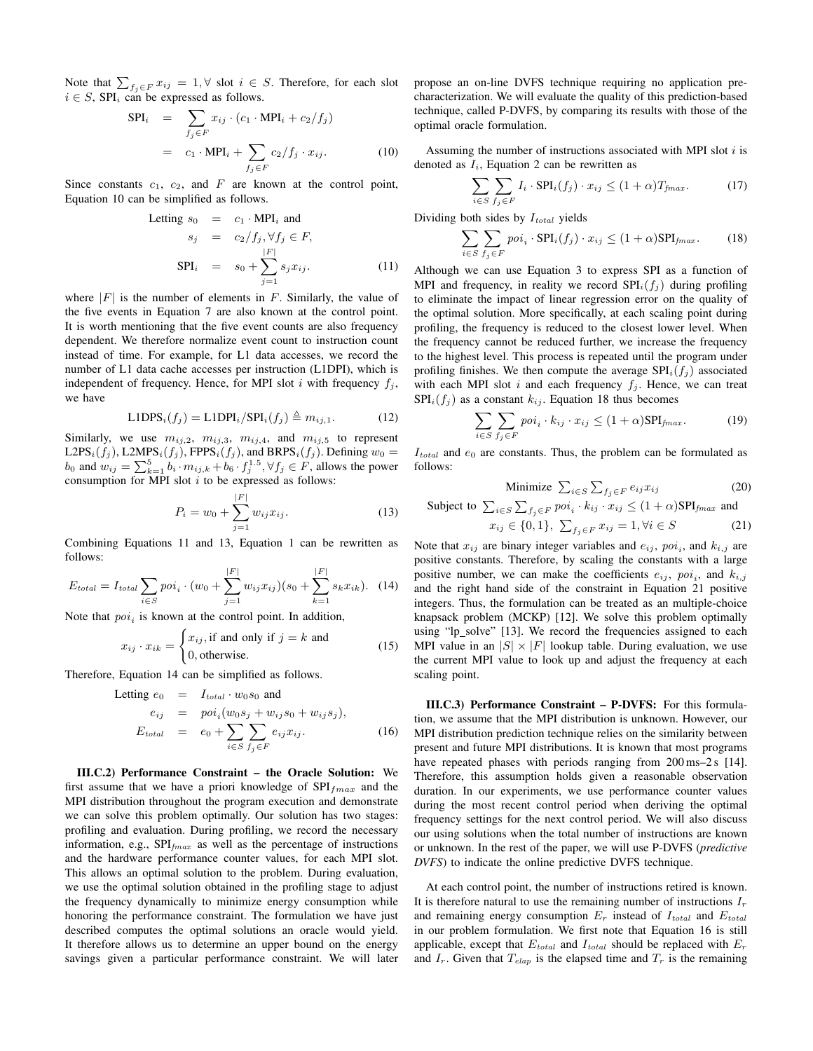Note that $\sum_{f_j \in F} x_{ij} = 1, \forall$ slot $i \in S$. Therefore, for each slot $i \in S$, $\text{SPI}_i$ can be expressed as follows.

$$
\begin{aligned}
\text{SPI}_i &= \sum_{f_j \in F} x_{ij} \cdot (c_1 \cdot \text{MPI}_i + c_2/f_j) \\
&= c_1 \cdot \text{MPI}_i + \sum_{f_j \in F} c_2/f_j \cdot x_{ij}. \qquad (10)
\end{aligned}
$$

Since constants $c_1$, $c_2$, and $F$ are known at the control point, Equation 10 can be simplified as follows.

$$
\begin{aligned}
\text{Letting } s_0 &= c_1 \cdot \text{MPI}_i \text{ and} \\
s_j &= c_2/f_j, \forall f_j \in F, \\
\text{SPI}_i &= s_0 + \sum_{j=1}^{|F|} s_j x_{ij}. \qquad (11)
\end{aligned}
$$

where $|F|$ is the number of elements in $F$. Similarly, the value of the five events in Equation 7 are also known at the control point. It is worth mentioning that the five event counts are also frequency dependent. We therefore normalize event count to instruction count instead of time. For example, for L1 data accesses, we record the number of L1 data cache accesses per instruction (L1DPI), which is independent of frequency. Hence, for MPI slot $i$ with frequency $f_j$, we have

$$
\text{L1DPS}_i(f_j) = \text{L1DPI}_i/\text{SPI}_i(f_j) \triangleq m_{ij,1}. \qquad (12)
$$

Similarly, we use $m_{ij,2}$, $m_{ij,3}$, $m_{ij,4}$, and $m_{ij,5}$ to represent $\text{L2PS}_i(f_j)$, $\text{L2MPS}_i(f_j)$, $\text{FPPS}_i(f_j)$, and $\text{BRPS}_i(f_j)$. Defining $w_0 = b_0$ and $w_{ij} = \sum_{k=1}^{5} b_i \cdot m_{ij,k} + b_6 \cdot f_j^{1.5}, \forall f_j \in F$, allows the power consumption for MPI slot $i$ to be expressed as follows:

$$
P_i = w_0 + \sum_{j=1}^{|F|} w_{ij} x_{ij}. \qquad (13)
$$

Combining Equations 11 and 13, Equation 1 can be rewritten as follows:

$$
E_{total} = I_{total} \sum_{i \in S} poi_i \cdot (w_0 + \sum_{j=1}^{|F|} w_{ij} x_{ij})(s_0 + \sum_{k=1}^{|F|} s_k x_{ik}). \quad (14)
$$

Note that $poi_i$ is known at the control point. In addition,

$$
x_{ij} \cdot x_{ik} = \begin{cases} x_{ij}, \text{if and only if } j = k \text{ and} \\ 0, \text{otherwise.} \end{cases} \qquad (15)
$$

Therefore, Equation 14 can be simplified as follows.

$$
\begin{aligned}
\text{Letting } e_0 &= I_{total} \cdot w_0 s_0 \text{ and} \\
e_{ij} &= poi_i (w_0 s_j + w_{ij} s_0 + w_{ij} s_j), \\
E_{total} &= e_0 + \sum_{i \in S} \sum_{f_j \in F} e_{ij} x_{ij}. \qquad (16)
\end{aligned}
$$

**III.C.2) Performance Constraint – the Oracle Solution:** We first assume that we have a priori knowledge of $\text{SPI}_{fmax}$ and the MPI distribution throughout the program execution and demonstrate we can solve this problem optimally. Our solution has two stages: profiling and evaluation. During profiling, we record the necessary information, e.g., $\text{SPI}_{fmax}$ as well as the percentage of instructions and the hardware performance counter values, for each MPI slot. This allows an optimal solution to the problem. During evaluation, we use the optimal solution obtained in the profiling stage to adjust the frequency dynamically to minimize energy consumption while honoring the performance constraint. The formulation we have just described computes the optimal solutions an oracle would yield. It therefore allows us to determine an upper bound on the energy savings given a particular performance constraint. We will later propose an on-line DVFS technique requiring no application pre-characterization. We will evaluate the quality of this prediction-based technique, called P-DVFS, by comparing its results with those of the optimal oracle formulation.

Assuming the number of instructions associated with MPI slot $i$ is denoted as $I_i$, Equation 2 can be rewritten as

$$
\sum_{i \in S} \sum_{f_j \in F} I_i \cdot \text{SPI}_i(f_j) \cdot x_{ij} \le (1 + \alpha) T_{fmax}. \qquad (17)
$$

Dividing both sides by $I_{total}$ yields

$$
\sum_{i \in S} \sum_{f_j \in F} poi_i \cdot \text{SPI}_i(f_j) \cdot x_{ij} \le (1 + \alpha) \text{SPI}_{fmax}. \qquad (18)
$$

Although we can use Equation 3 to express SPI as a function of MPI and frequency, in reality we record $\text{SPI}_i(f_j)$ during profiling to eliminate the impact of linear regression error on the quality of the optimal solution. More specifically, at each scaling point during profiling, the frequency is reduced to the closest lower level. When the frequency cannot be reduced further, we increase the frequency to the highest level. This process is repeated until the program under profiling finishes. We then compute the average $\text{SPI}_i(f_j)$ associated with each MPI slot $i$ and each frequency $f_j$. Hence, we can treat $\text{SPI}_i(f_j)$ as a constant $k_{ij}$. Equation 18 thus becomes

$$
\sum_{i \in S} \sum_{f_j \in F} poi_i \cdot k_{ij} \cdot x_{ij} \le (1 + \alpha) \text{SPI}_{fmax}. \qquad (19)
$$

$I_{total}$ and $e_0$ are constants. Thus, the problem can be formulated as follows:

$$
\text{Minimize } \sum_{i \in S} \sum_{f_j \in F} e_{ij} x_{ij} \qquad (20)
$$

$$
\begin{aligned}
\text{Subject to } &\sum_{i \in S} \sum_{f_j \in F} poi_i \cdot k_{ij} \cdot x_{ij} \le (1 + \alpha) \text{SPI}_{fmax} \text{ and} \\
&x_{ij} \in \{0, 1\}, \ \sum_{f_j \in F} x_{ij} = 1, \forall i \in S \qquad (21)
\end{aligned}
$$

Note that $x_{ij}$ are binary integer variables and $e_{ij}$, $poi_i$, and $k_{i,j}$ are positive constants. Therefore, by scaling the constants with a large positive number, we can make the coefficients $e_{ij}$, $poi_i$, and $k_{i,j}$ and the right hand side of the constraint in Equation 21 positive integers. Thus, the formulation can be treated as an multiple-choice knapsack problem (MCKP) [12]. We solve this problem optimally using "lp_solve" [13]. We record the frequencies assigned to each MPI value in an $|S| \times |F|$ lookup table. During evaluation, we use the current MPI value to look up and adjust the frequency at each scaling point.

**III.C.3) Performance Constraint – P-DVFS:** For this formulation, we assume that the MPI distribution is unknown. However, our MPI distribution prediction technique relies on the similarity between present and future MPI distributions. It is known that most programs have repeated phases with periods ranging from 200 ms–2 s [14]. Therefore, this assumption holds given a reasonable observation duration. In our experiments, we use performance counter values during the most recent control period when deriving the optimal frequency settings for the next control period. We will also discuss our using solutions when the total number of instructions are known or unknown. In the rest of the paper, we will use P-DVFS (*predictive DVFS*) to indicate the online predictive DVFS technique.

At each control point, the number of instructions retired is known. It is therefore natural to use the remaining number of instructions $I_r$ and remaining energy consumption $E_r$ instead of $I_{total}$ and $E_{total}$ in our problem formulation. We first note that Equation 16 is still applicable, except that $E_{total}$ and $I_{total}$ should be replaced with $E_r$ and $I_r$. Given that $T_{elap}$ is the elapsed time and $T_r$ is the remaining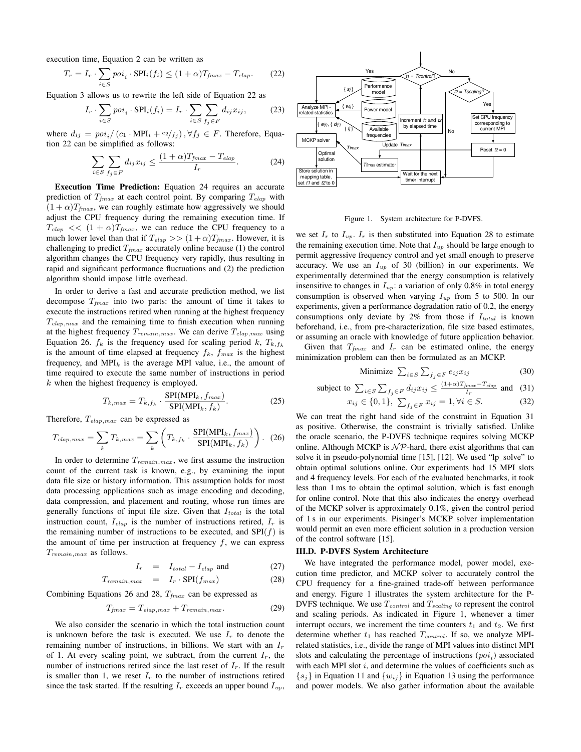execution time, Equation 2 can be written as

$$T_r = I_r \cdot \sum_{i \in S} poi_i \cdot \text{SPI}_i(f_i) \leq (1+\alpha)T_{fmax} - T_{elap}. \quad (22)$$

Equation 3 allows us to rewrite the left side of Equation 22 as

$$I_r \cdot \sum_{i \in S} poi_i \cdot \text{SPI}_i(f_i) = I_r \cdot \sum_{i \in S} \sum_{f_j \in F} d_{ij} x_{ij}, \quad (23)$$

where $d_{ij} = poi_i / \left(c_1 \cdot \text{MPI}_i + {}^{c_2}/_{f_j}\right), \forall f_j \in F$. Therefore, Equation 22 can be simplified as follows:

$$\sum_{i \in S} \sum_{f_j \in F} d_{ij} x_{ij} \leq \frac{(1+\alpha)T_{fmax} - T_{elap}}{I_r}. \quad (24)$$

**Execution Time Prediction:** Equation 24 requires an accurate prediction of $T_{fmax}$ at each control point. By comparing $T_{elap}$ with $(1+\alpha)T_{fmax}$, we can roughly estimate how aggressively we should adjust the CPU frequency during the remaining execution time. If $T_{elap} << (1+\alpha)T_{fmax}$, we can reduce the CPU frequency to a much lower level than that if $T_{elap} >> (1+\alpha)T_{fmax}$. However, it is challenging to predict $T_{fmax}$ accurately online because (1) the control algorithm changes the CPU frequency very rapidly, thus resulting in rapid and significant performance fluctuations and (2) the prediction algorithm should impose little overhead.

In order to derive a fast and accurate prediction method, we fist decompose $T_{fmax}$ into two parts: the amount of time it takes to execute the instructions retired when running at the highest frequency $T_{elap,max}$ and the remaining time to finish execution when running at the highest frequency $T_{remain,max}$. We can derive $T_{elap,max}$ using Equation 26. $f_k$ is the frequency used for scaling period $k$, $T_{k,f_k}$ is the amount of time elapsed at frequency $f_k$, $f_{max}$ is the highest frequency, and $\text{MPI}_k$ is the average MPI value, i.e., the amount of time required to execute the same number of instructions in period $k$ when the highest frequency is employed.

$$T_{k,max} = T_{k,f_k} \cdot \frac{\text{SPI}(\text{MPI}_k, f_{max})}{\text{SPI}(\text{MPI}_k, f_k)}. \quad (25)$$

Therefore, $T_{elap,max}$ can be expressed as

$$T_{elap,max} = \sum_k T_{k,max} = \sum_k \left( T_{k,f_k} \cdot \frac{\text{SPI}(\text{MPI}_k, f_{max})}{\text{SPI}(\text{MPI}_k, f_k)} \right). \quad (26)$$

In order to determine $T_{remain,max}$, we first assume the instruction count of the current task is known, e.g., by examining the input data file size or history information. This assumption holds for most data processing applications such as image encoding and decoding, data compression, and placement and routing, whose run times are generally functions of input file size. Given that $I_{total}$ is the total instruction count, $I_{elap}$ is the number of instructions retired, $I_r$ is the remaining number of instructions to be executed, and $\text{SPI}(f)$ is the amount of time per instruction at frequency $f$, we can express $T_{remain,max}$ as follows.

$$I_r = I_{total} - I_{elap} \text{ and} \quad (27)$$

$$T_{remain,max} = I_r \cdot \text{SPI}(f_{max}) \quad (28)$$

Combining Equations 26 and 28, $T_{fmax}$ can be expressed as

$$T_{fmax} = T_{elap,max} + T_{remain,max}. \quad (29)$$

We also consider the scenario in which the total instruction count is unknown before the task is executed. We use $I_r$ to denote the remaining number of instructions, in billions. We start with an $I_r$ of 1. At every scaling point, we subtract, from the current $I_r$, the number of instructions retired since the last reset of $I_r$. If the result is smaller than 1, we reset $I_r$ to the number of instructions retired since the task started. If the resulting $I_r$ exceeds an upper bound $I_{up}$, we set $I_r$ to $I_{up}$. $I_r$ is then substituted into Equation 28 to estimate the remaining execution time. Note that $I_{up}$ should be large enough to permit aggressive frequency control and yet small enough to preserve accuracy. We use an $I_{up}$ of 30 (billion) in our experiments. We experimentally determined that the energy consumption is relatively insensitive to changes in $I_{up}$: a variation of only 0.8% in total energy consumption is observed when varying $I_{up}$ from 5 to 500. In our experiments, given a performance degradation ratio of 0.2, the energy consumptions only deviate by 2% from those if $I_{total}$ is known beforehand, i.e., from pre-characterization, file size based estimates, or assuming an oracle with knowledge of future application behavior.

Figure 1. System architecture for P-DVFS.

Given that $T_{fmax}$ and $I_r$ can be estimated online, the energy minimization problem can then be formulated as an MCKP.

$$\text{Minimize } \sum_{i \in S} \sum_{f_j \in F} e_{ij} x_{ij} \quad (30)$$

$$\text{subject to } \sum_{i \in S} \sum_{f_j \in F} d_{ij} x_{ij} \leq \frac{(1+\alpha)T_{fmax} - T_{elap}}{I_r} \text{ and} \quad (31)$$

$$x_{ij} \in \{0, 1\}, \ \sum_{f_j \in F} x_{ij} = 1, \forall i \in S. \quad (32)$$

We can treat the right hand side of the constraint in Equation 31 as positive. Otherwise, the constraint is trivially satisfied. Unlike the oracle scenario, the P-DVFS technique requires solving MCKP online. Although MCKP is $\mathcal{NP}$-hard, there exist algorithms that can solve it in pseudo-polynomial time [15], [12]. We used "lp_solve" to obtain optimal solutions online. Our experiments had 15 MPI slots and 4 frequency levels. For each of the evaluated benchmarks, it took less than 1 ms to obtain the optimal solution, which is fast enough for online control. Note that this also indicates the energy overhead of the MCKP solver is approximately 0.1%, given the control period of 1 s in our experiments. Pisinger's MCKP solver implementation would permit an even more efficient solution in a production version of the control software [15].

### III.D. P-DVFS System Architecture

We have integrated the performance model, power model, execution time predictor, and MCKP solver to accurately control the CPU frequency for a fine-grained trade-off between performance and energy. Figure 1 illustrates the system architecture for the P-DVFS technique. We use $T_{control}$ and $T_{scaling}$ to represent the control and scaling periods. As indicated in Figure 1, whenever a timer interrupt occurs, we increment the time counters $t_1$ and $t_2$. We first determine whether $t_1$ has reached $T_{control}$. If so, we analyze MPI-related statistics, i.e., divide the range of MPI values into distinct MPI slots and calculating the percentage of instructions ($poi_i$) associated with each MPI slot $i$, and determine the values of coefficients such as $\{s_j\}$ in Equation 11 and $\{w_{ij}\}$ in Equation 13 using the performance and power models. We also gather information about the available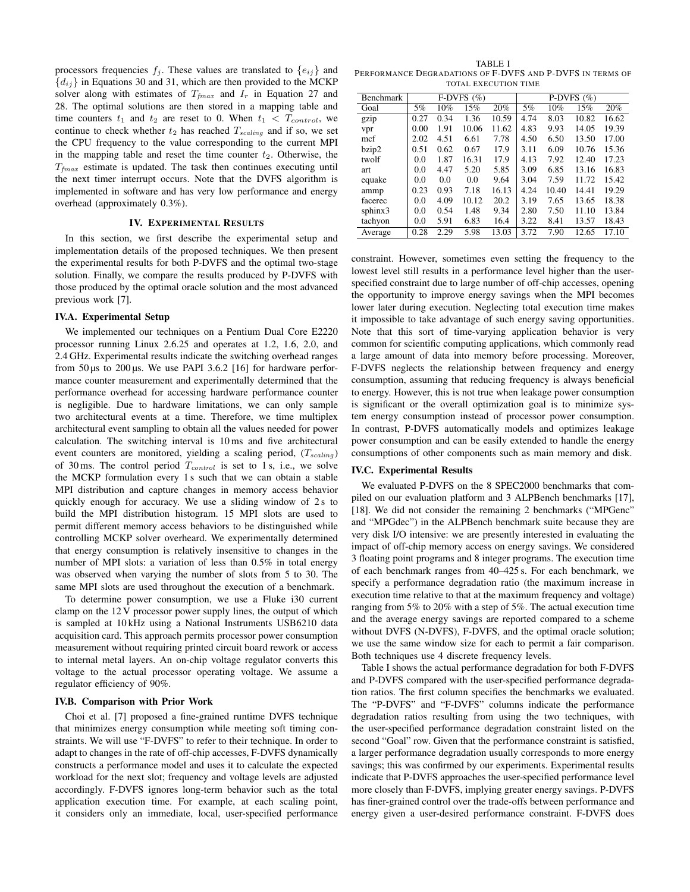processors frequencies $f_j$. These values are translated to $\{e_{ij}\}$ and $\{d_{ij}\}$ in Equations 30 and 31, which are then provided to the MCKP solver along with estimates of $T_{fmax}$ and $I_r$ in Equation 27 and 28. The optimal solutions are then stored in a mapping table and time counters $t_1$ and $t_2$ are reset to 0. When $t_1 < T_{control}$, we continue to check whether $t_2$ has reached $T_{scaling}$ and if so, we set the CPU frequency to the value corresponding to the current MPI in the mapping table and reset the time counter $t_2$. Otherwise, the $T_{fmax}$ estimate is updated. The task then continues executing until the next timer interrupt occurs. Note that the DVFS algorithm is implemented in software and has very low performance and energy overhead (approximately 0.3%).

## IV. Experimental Results

In this section, we first describe the experimental setup and implementation details of the proposed techniques. We then present the experimental results for both P-DVFS and the optimal two-stage solution. Finally, we compare the results produced by P-DVFS with those produced by the optimal oracle solution and the most advanced previous work [7].

### IV.A. Experimental Setup

We implemented our techniques on a Pentium Dual Core E2220 processor running Linux 2.6.25 and operates at 1.2, 1.6, 2.0, and 2.4 GHz. Experimental results indicate the switching overhead ranges from 50 µs to 200 µs. We use PAPI 3.6.2 [16] for hardware performance counter measurement and experimentally determined that the performance overhead for accessing hardware performance counter is negligible. Due to hardware limitations, we can only sample two architectural events at a time. Therefore, we time multiplex architectural event sampling to obtain all the values needed for power calculation. The switching interval is 10 ms and five architectural event counters are monitored, yielding a scaling period, ($T_{scaling}$) of 30 ms. The control period $T_{control}$ is set to 1 s, i.e., we solve the MCKP formulation every 1 s such that we can obtain a stable MPI distribution and capture changes in memory access behavior quickly enough for accuracy. We use a sliding window of 2 s to build the MPI distribution histogram. 15 MPI slots are used to permit different memory access behaviors to be distinguished while controlling MCKP solver overheard. We experimentally determined that energy consumption is relatively insensitive to changes in the number of MPI slots: a variation of less than 0.5% in total energy was observed when varying the number of slots from 5 to 30. The same MPI slots are used throughout the execution of a benchmark.

To determine power consumption, we use a Fluke i30 current clamp on the 12 V processor power supply lines, the output of which is sampled at 10 kHz using a National Instruments USB6210 data acquisition card. This approach permits processor power consumption measurement without requiring printed circuit board rework or access to internal metal layers. An on-chip voltage regulator converts this voltage to the actual processor operating voltage. We assume a regulator efficiency of 90%.

### IV.B. Comparison with Prior Work

Choi et al. [7] proposed a fine-grained runtime DVFS technique that minimizes energy consumption while meeting soft timing constraints. We will use "F-DVFS" to refer to their technique. In order to adapt to changes in the rate of off-chip accesses, F-DVFS dynamically constructs a performance model and uses it to calculate the expected workload for the next slot; frequency and voltage levels are adjusted accordingly. F-DVFS ignores long-term behavior such as the total application execution time. For example, at each scaling point, it considers only an immediate, local, user-specified performance constraint. However, sometimes even setting the frequency to the lowest level still results in a performance level higher than the user-specified constraint due to large number of off-chip accesses, opening the opportunity to improve energy savings when the MPI becomes lower later during execution. Neglecting total execution time makes it impossible to take advantage of such energy saving opportunities. Note that this sort of time-varying application behavior is very common for scientific computing applications, which commonly read a large amount of data into memory before processing. Moreover, F-DVFS neglects the relationship between frequency and energy consumption, assuming that reducing frequency is always beneficial to energy. However, this is not true when leakage power consumption is significant or the overall optimization goal is to minimize system energy consumption instead of processor power consumption. In contrast, P-DVFS automatically models and optimizes leakage power consumption and can be easily extended to handle the energy consumptions of other components such as main memory and disk.

TABLE I
Performance Degradations of F-DVFS and P-DVFS in terms of total execution time

| Benchmark | F-DVFS (%) | | | | P-DVFS (%) | | | |
|---|---|---|---|---|---|---|---|---|
| Goal | 5% | 10% | 15% | 20% | 5% | 10% | 15% | 20% |
| gzip | 0.27 | 0.34 | 1.36 | 10.59 | 4.74 | 8.03 | 10.82 | 16.62 |
| vpr | 0.00 | 1.91 | 10.06 | 11.62 | 4.83 | 9.93 | 14.05 | 19.39 |
| mcf | 2.02 | 4.51 | 6.61 | 7.78 | 4.50 | 6.50 | 13.50 | 17.00 |
| bzip2 | 0.51 | 0.62 | 0.67 | 17.9 | 3.11 | 6.09 | 10.76 | 15.36 |
| twolf | 0.0 | 1.87 | 16.31 | 17.9 | 4.13 | 7.92 | 12.40 | 17.23 |
| art | 0.0 | 4.47 | 5.20 | 5.85 | 3.09 | 6.85 | 13.16 | 16.83 |
| equake | 0.0 | 0.0 | 0.0 | 9.64 | 3.04 | 7.59 | 11.72 | 15.42 |
| ammp | 0.23 | 0.93 | 7.18 | 16.13 | 4.24 | 10.40 | 14.41 | 19.29 |
| facerec | 0.0 | 4.09 | 10.12 | 20.2 | 3.19 | 7.65 | 13.65 | 18.38 |
| sphinx3 | 0.0 | 0.54 | 1.48 | 9.34 | 2.80 | 7.50 | 11.10 | 13.84 |
| tachyon | 0.0 | 5.91 | 6.83 | 16.4 | 3.22 | 8.41 | 13.57 | 18.43 |
| Average | 0.28 | 2.29 | 5.98 | 13.03 | 3.72 | 7.90 | 12.65 | 17.10 |

### IV.C. Experimental Results

We evaluated P-DVFS on the 8 SPEC2000 benchmarks that compiled on our evaluation platform and 3 ALPBench benchmarks [17], [18]. We did not consider the remaining 2 benchmarks ("MPGenc" and "MPGdec") in the ALPBench benchmark suite because they are very disk I/O intensive: we are presently interested in evaluating the impact of off-chip memory access on energy savings. We considered 3 floating point programs and 8 integer programs. The execution time of each benchmark ranges from 40–425 s. For each benchmark, we specify a performance degradation ratio (the maximum increase in execution time relative to that at the maximum frequency and voltage) ranging from 5% to 20% with a step of 5%. The actual execution time and the average energy savings are reported compared to a scheme without DVFS (N-DVFS), F-DVFS, and the optimal oracle solution; we use the same window size for each to permit a fair comparison. Both techniques use 4 discrete frequency levels.

Table I shows the actual performance degradation for both F-DVFS and P-DVFS compared with the user-specified performance degradation ratios. The first column specifies the benchmarks we evaluated. The "P-DVFS" and "F-DVFS" columns indicate the performance degradation ratios resulting from using the two techniques, with the user-specified performance degradation constraint listed on the second "Goal" row. Given that the performance constraint is satisfied, a larger performance degradation usually corresponds to more energy savings; this was confirmed by our experiments. Experimental results indicate that P-DVFS approaches the user-specified performance level more closely than F-DVFS, implying greater energy savings. P-DVFS has finer-grained control over the trade-offs between performance and energy given a user-desired performance constraint. F-DVFS does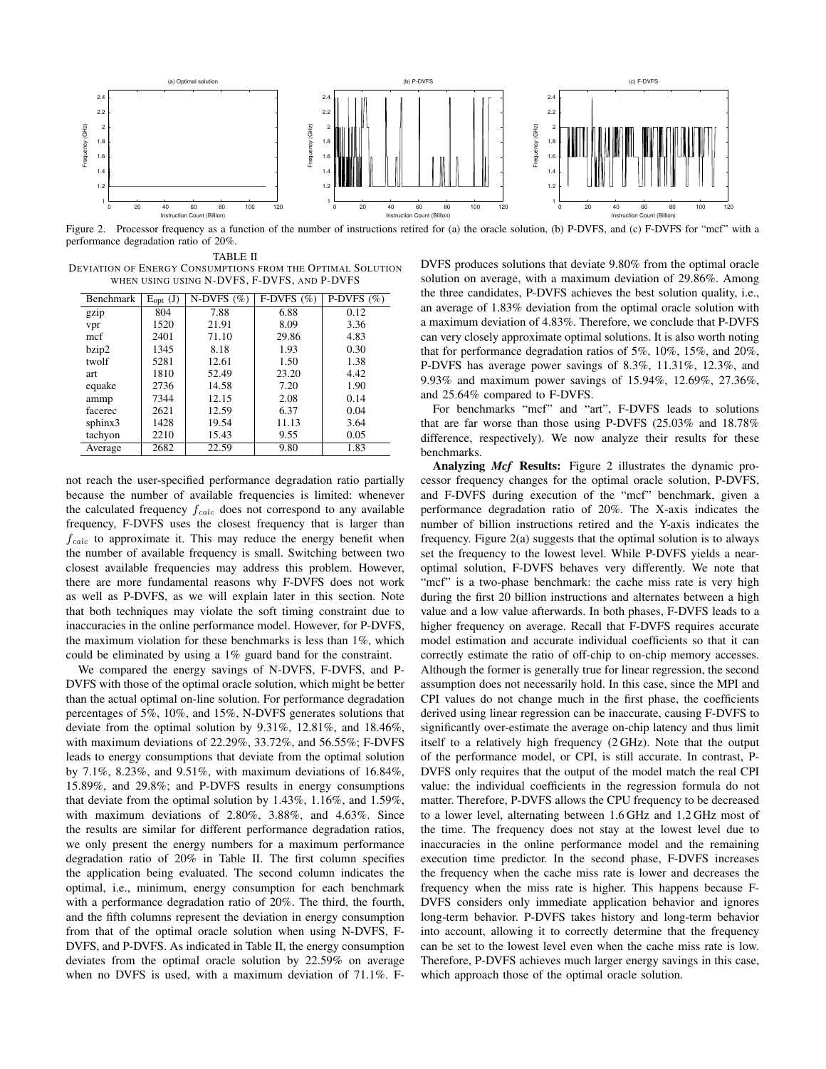Figure 2. Processor frequency as a function of the number of instructions retired for (a) the oracle solution, (b) P-DVFS, and (c) F-DVFS for "mcf" with a performance degradation ratio of 20%.

TABLE II
DEVIATION OF ENERGY CONSUMPTIONS FROM THE OPTIMAL SOLUTION WHEN USING USING N-DVFS, F-DVFS, AND P-DVFS

| Benchmark | $E_{opt}$ (J) | N-DVFS (%) | F-DVFS (%) | P-DVFS (%) |
|---|---|---|---|---|
| gzip | 804 | 7.88 | 6.88 | 0.12 |
| vpr | 1520 | 21.91 | 8.09 | 3.36 |
| mcf | 2401 | 71.10 | 29.86 | 4.83 |
| bzip2 | 1345 | 8.18 | 1.93 | 0.30 |
| twolf | 5281 | 12.61 | 1.50 | 1.38 |
| art | 1810 | 52.49 | 23.20 | 4.42 |
| equake | 2736 | 14.58 | 7.20 | 1.90 |
| ammp | 7344 | 12.15 | 2.08 | 0.14 |
| facerec | 2621 | 12.59 | 6.37 | 0.04 |
| sphinx3 | 1428 | 19.54 | 11.13 | 3.64 |
| tachyon | 2210 | 15.43 | 9.55 | 0.05 |
| Average | 2682 | 22.59 | 9.80 | 1.83 |

not reach the user-specified performance degradation ratio partially because the number of available frequencies is limited: whenever the calculated frequency $f_{calc}$ does not correspond to any available frequency, F-DVFS uses the closest frequency that is larger than $f_{calc}$ to approximate it. This may reduce the energy benefit when the number of available frequency is small. Switching between two closest available frequencies may address this problem. However, there are more fundamental reasons why F-DVFS does not work as well as P-DVFS, as we will explain later in this section. Note that both techniques may violate the soft timing constraint due to inaccuracies in the online performance model. However, for P-DVFS, the maximum violation for these benchmarks is less than 1%, which could be eliminated by using a 1% guard band for the constraint.

We compared the energy savings of N-DVFS, F-DVFS, and P-DVFS with those of the optimal oracle solution, which might be better than the actual optimal on-line solution. For performance degradation percentages of 5%, 10%, and 15%, N-DVFS generates solutions that deviate from the optimal solution by 9.31%, 12.81%, and 18.46%, with maximum deviations of 22.29%, 33.72%, and 56.55%; F-DVFS leads to energy consumptions that deviate from the optimal solution by 7.1%, 8.23%, and 9.51%, with maximum deviations of 16.84%, 15.89%, and 29.8%; and P-DVFS results in energy consumptions that deviate from the optimal solution by 1.43%, 1.16%, and 1.59%, with maximum deviations of 2.80%, 3.88%, and 4.63%. Since the results are similar for different performance degradation ratios, we only present the energy numbers for a maximum performance degradation ratio of 20% in Table II. The first column specifies the application being evaluated. The second column indicates the optimal, i.e., minimum, energy consumption for each benchmark with a performance degradation ratio of 20%. The third, the fourth, and the fifth columns represent the deviation in energy consumption from that of the optimal oracle solution when using N-DVFS, F-DVFS, and P-DVFS. As indicated in Table II, the energy consumption deviates from the optimal oracle solution by 22.59% on average when no DVFS is used, with a maximum deviation of 71.1%. F-DVFS produces solutions that deviate 9.80% from the optimal oracle solution on average, with a maximum deviation of 29.86%. Among the three candidates, P-DVFS achieves the best solution quality, i.e., an average of 1.83% deviation from the optimal oracle solution with a maximum deviation of 4.83%. Therefore, we conclude that P-DVFS can very closely approximate optimal solutions. It is also worth noting that for performance degradation ratios of 5%, 10%, 15%, and 20%, P-DVFS has average power savings of 8.3%, 11.31%, 12.3%, and 9.93% and maximum power savings of 15.94%, 12.69%, 27.36%, and 25.64% compared to F-DVFS.

For benchmarks "mcf" and "art", F-DVFS leads to solutions that are far worse than those using P-DVFS (25.03% and 18.78% difference, respectively). We now analyze their results for these benchmarks.

**Analyzing *Mcf* Results:** Figure 2 illustrates the dynamic processor frequency changes for the optimal oracle solution, P-DVFS, and F-DVFS during execution of the "mcf" benchmark, given a performance degradation ratio of 20%. The X-axis indicates the number of billion instructions retired and the Y-axis indicates the frequency. Figure 2(a) suggests that the optimal solution is to always set the frequency to the lowest level. While P-DVFS yields a near-optimal solution, F-DVFS behaves very differently. We note that "mcf" is a two-phase benchmark: the cache miss rate is very high during the first 20 billion instructions and alternates between a high value and a low value afterwards. In both phases, F-DVFS leads to a higher frequency on average. Recall that F-DVFS requires accurate model estimation and accurate individual coefficients so that it can correctly estimate the ratio of off-chip to on-chip memory accesses. Although the former is generally true for linear regression, the second assumption does not necessarily hold. In this case, since the MPI and CPI values do not change much in the first phase, the coefficients derived using linear regression can be inaccurate, causing F-DVFS to significantly over-estimate the average on-chip latency and thus limit itself to a relatively high frequency (2 GHz). Note that the output of the performance model, or CPI, is still accurate. In contrast, P-DVFS only requires that the output of the model match the real CPI value: the individual coefficients in the regression formula do not matter. Therefore, P-DVFS allows the CPU frequency to be decreased to a lower level, alternating between 1.6 GHz and 1.2 GHz most of the time. The frequency does not stay at the lowest level due to inaccuracies in the online performance model and the remaining execution time predictor. In the second phase, F-DVFS increases the frequency when the cache miss rate is lower and decreases the frequency when the miss rate is higher. This happens because F-DVFS considers only immediate application behavior and ignores long-term behavior. P-DVFS takes history and long-term behavior into account, allowing it to correctly determine that the frequency can be set to the lowest level even when the cache miss rate is low. Therefore, P-DVFS achieves much larger energy savings in this case, which approach those of the optimal oracle solution.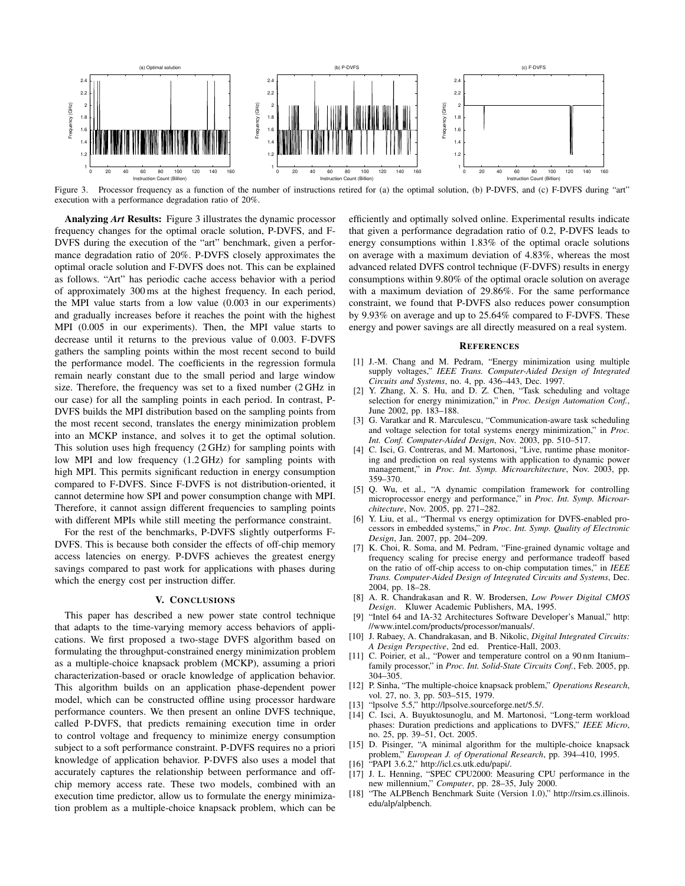(a) Optimal solution

Frequency (GHz)

2.4
2.2
2
1.8
1.6
1.4
1.2
1

0 20 40 60 80 100 120 140 160

Instruction Count (Billion)

(b) P-DVFS

Frequency (GHz)

2.4
2.2
2
1.8
1.6
1.4
1.2
1

0 20 40 60 80 100 120 140 160

Instruction Count (Billion)

(c) F-DVFS

Frequency (GHz)

2.4
2.2
2
1.8
1.6
1.4
1.2
1

0 20 40 60 80 100 120 140 160

Instruction Count (Billion)

Figure 3. Processor frequency as a function of the number of instructions retired for (a) the optimal solution, (b) P-DVFS, and (c) F-DVFS during "art" execution with a performance degradation ratio of 20%.

**Analyzing *Art* Results:** Figure 3 illustrates the dynamic processor frequency changes for the optimal oracle solution, P-DVFS, and F-DVFS during the execution of the "art" benchmark, given a performance degradation ratio of 20%. P-DVFS closely approximates the optimal oracle solution and F-DVFS does not. This can be explained as follows. "Art" has periodic cache access behavior with a period of approximately 300 ms at the highest frequency. In each period, the MPI value starts from a low value (0.003 in our experiments) and gradually increases before it reaches the point with the highest MPI (0.005 in our experiments). Then, the MPI value starts to decrease until it returns to the previous value of 0.003. F-DVFS gathers the sampling points within the most recent second to build the performance model. The coefficients in the regression formula remain nearly constant due to the small period and large window size. Therefore, the frequency was set to a fixed number (2 GHz in our case) for all the sampling points in each period. In contrast, P-DVFS builds the MPI distribution based on the sampling points from the most recent second, translates the energy minimization problem into an MCKP instance, and solves it to get the optimal solution. This solution uses high frequency (2 GHz) for sampling points with low MPI and low frequency (1.2 GHz) for sampling points with high MPI. This permits significant reduction in energy consumption compared to F-DVFS. Since F-DVFS is not distribution-oriented, it cannot determine how SPI and power consumption change with MPI. Therefore, it cannot assign different frequencies to sampling points with different MPIs while still meeting the performance constraint.

For the rest of the benchmarks, P-DVFS slightly outperforms F-DVFS. This is because both consider the effects of off-chip memory access latencies on energy. P-DVFS achieves the greatest energy savings compared to past work for applications with phases during which the energy cost per instruction differ.

## V. Conclusions

This paper has described a new power state control technique that adapts to the time-varying memory access behaviors of applications. We first proposed a two-stage DVFS algorithm based on formulating the throughput-constrained energy minimization problem as a multiple-choice knapsack problem (MCKP), assuming a priori characterization-based or oracle knowledge of application behavior. This algorithm builds on an application phase-dependent power model, which can be constructed offline using processor hardware performance counters. We then present an online DVFS technique, called P-DVFS, that predicts remaining execution time in order to control voltage and frequency to minimize energy consumption subject to a soft performance constraint. P-DVFS requires no a priori knowledge of application behavior. P-DVFS also uses a model that accurately captures the relationship between performance and off-chip memory access rate. These two models, combined with an execution time predictor, allow us to formulate the energy minimization problem as a multiple-choice knapsack problem, which can be efficiently and optimally solved online. Experimental results indicate that given a performance degradation ratio of 0.2, P-DVFS leads to energy consumptions within 1.83% of the optimal oracle solutions on average with a maximum deviation of 4.83%, whereas the most advanced related DVFS control technique (F-DVFS) results in energy consumptions within 9.80% of the optimal oracle solution on average with a maximum deviation of 29.86%. For the same performance constraint, we found that P-DVFS also reduces power consumption by 9.93% on average and up to 25.64% compared to F-DVFS. These energy and power savings are all directly measured on a real system.

## References

[1] J.-M. Chang and M. Pedram, "Energy minimization using multiple supply voltages," *IEEE Trans. Computer-Aided Design of Integrated Circuits and Systems*, no. 4, pp. 436–443, Dec. 1997.

[2] Y. Zhang, X. S. Hu, and D. Z. Chen, "Task scheduling and voltage selection for energy minimization," in *Proc. Design Automation Conf.*, June 2002, pp. 183–188.

[3] G. Varatkar and R. Marculescu, "Communication-aware task scheduling and voltage selection for total systems energy minimization," in *Proc. Int. Conf. Computer-Aided Design*, Nov. 2003, pp. 510–517.

[4] C. Isci, G. Contreras, and M. Martonosi, "Live, runtime phase monitoring and prediction on real systems with application to dynamic power management," in *Proc. Int. Symp. Microarchitecture*, Nov. 2003, pp. 359–370.

[5] Q. Wu, et al., "A dynamic compilation framework for controlling microprocessor energy and performance," in *Proc. Int. Symp. Microarchitecture*, Nov. 2005, pp. 271–282.

[6] Y. Liu, et al., "Thermal vs energy optimization for DVFS-enabled processors in embedded systems," in *Proc. Int. Symp. Quality of Electronic Design*, Jan. 2007, pp. 204–209.

[7] K. Choi, R. Soma, and M. Pedram, "Fine-grained dynamic voltage and frequency scaling for precise energy and performance tradeoff based on the ratio of off-chip access to on-chip computation times," in *IEEE Trans. Computer-Aided Design of Integrated Circuits and Systems*, Dec. 2004, pp. 18–28.

[8] A. R. Chandrakasan and R. W. Brodersen, *Low Power Digital CMOS Design*. Kluwer Academic Publishers, MA, 1995.

[9] "Intel 64 and IA-32 Architectures Software Developer's Manual," http://www.intel.com/products/processor/manuals/.

[10] J. Rabaey, A. Chandrakasan, and B. Nikolic, *Digital Integrated Circuits: A Design Perspective*, 2nd ed. Prentice-Hall, 2003.

[11] C. Poirier, et al., "Power and temperature control on a 90 nm Itanium–family processor," in *Proc. Int. Solid-State Circuits Conf.*, Feb. 2005, pp. 304–305.

[12] P. Sinha, "The multiple-choice knapsack problem," *Operations Research*, vol. 27, no. 3, pp. 503–515, 1979.

[13] "lpsolve 5.5," http://lpsolve.sourceforge.net/5.5/.

[14] C. Isci, A. Buyuktosunoglu, and M. Martonosi, "Long-term workload phases: Duration predictions and applications to DVFS," *IEEE Micro*, no. 25, pp. 39–51, Oct. 2005.

[15] D. Pisinger, "A minimal algorithm for the multiple-choice knapsack problem," *European J. of Operational Research*, pp. 394–410, 1995.

[16] "PAPI 3.6.2," http://icl.cs.utk.edu/papi/.

[17] J. L. Henning, "SPEC CPU2000: Measuring CPU performance in the new millennium," *Computer*, pp. 28–35, July 2000.

[18] "The ALPBench Benchmark Suite (Version 1.0)," http://rsim.cs.illinois.edu/alp/alpbench.